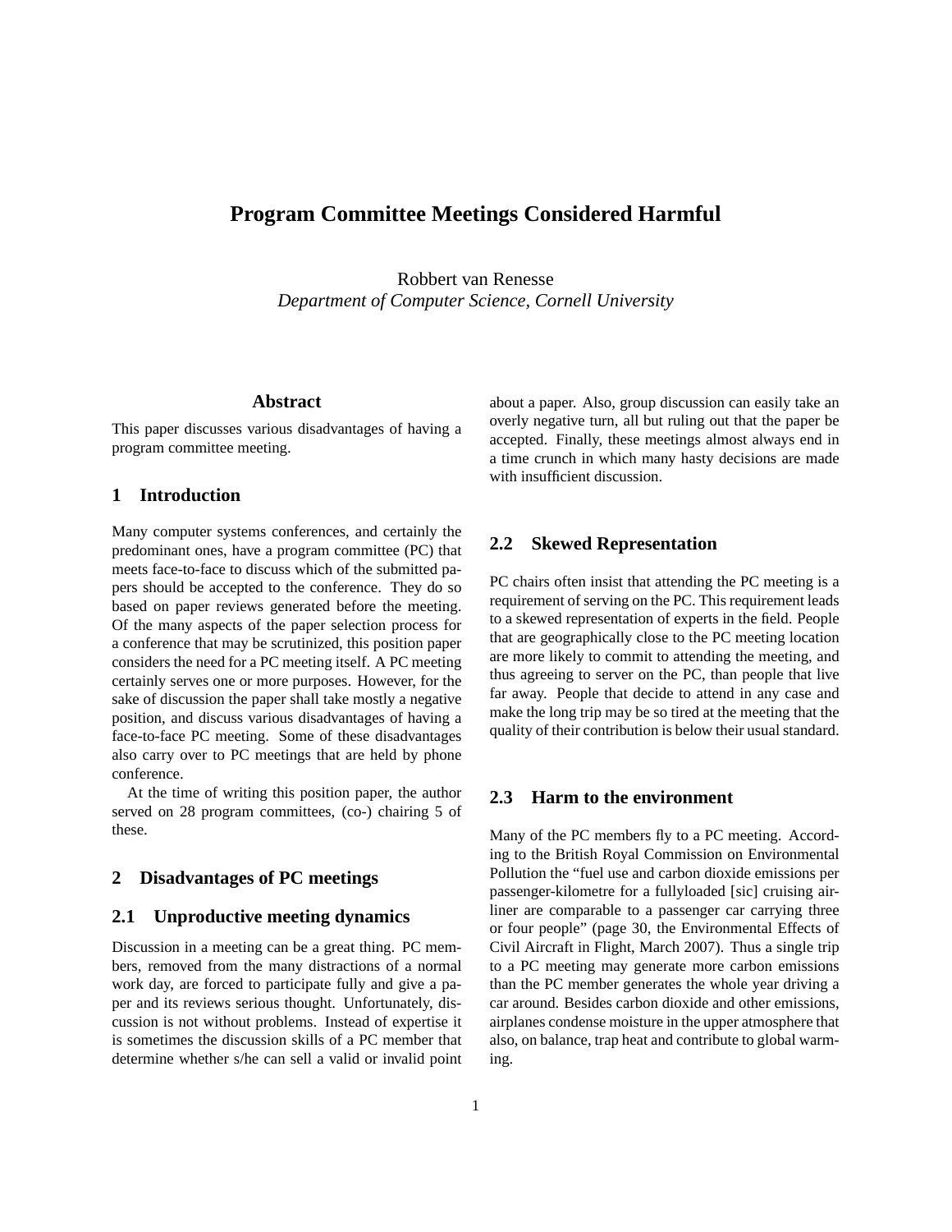# Program Committee Meetings Considered Harmful

Robbert van Renesse
*Department of Computer Science, Cornell University*

## Abstract

This paper discusses various disadvantages of having a program committee meeting.

## 1 Introduction

Many computer systems conferences, and certainly the predominant ones, have a program committee (PC) that meets face-to-face to discuss which of the submitted papers should be accepted to the conference. They do so based on paper reviews generated before the meeting. Of the many aspects of the paper selection process for a conference that may be scrutinized, this position paper considers the need for a PC meeting itself. A PC meeting certainly serves one or more purposes. However, for the sake of discussion the paper shall take mostly a negative position, and discuss various disadvantages of having a face-to-face PC meeting. Some of these disadvantages also carry over to PC meetings that are held by phone conference.

At the time of writing this position paper, the author served on 28 program committees, (co-) chairing 5 of these.

## 2 Disadvantages of PC meetings

### 2.1 Unproductive meeting dynamics

Discussion in a meeting can be a great thing. PC members, removed from the many distractions of a normal work day, are forced to participate fully and give a paper and its reviews serious thought. Unfortunately, discussion is not without problems. Instead of expertise it is sometimes the discussion skills of a PC member that determine whether s/he can sell a valid or invalid point about a paper. Also, group discussion can easily take an overly negative turn, all but ruling out that the paper be accepted. Finally, these meetings almost always end in a time crunch in which many hasty decisions are made with insufficient discussion.

### 2.2 Skewed Representation

PC chairs often insist that attending the PC meeting is a requirement of serving on the PC. This requirement leads to a skewed representation of experts in the field. People that are geographically close to the PC meeting location are more likely to commit to attending the meeting, and thus agreeing to server on the PC, than people that live far away. People that decide to attend in any case and make the long trip may be so tired at the meeting that the quality of their contribution is below their usual standard.

### 2.3 Harm to the environment

Many of the PC members fly to a PC meeting. According to the British Royal Commission on Environmental Pollution the "fuel use and carbon dioxide emissions per passenger-kilometre for a fullyloaded [sic] cruising airliner are comparable to a passenger car carrying three or four people" (page 30, the Environmental Effects of Civil Aircraft in Flight, March 2007). Thus a single trip to a PC meeting may generate more carbon emissions than the PC member generates the whole year driving a car around. Besides carbon dioxide and other emissions, airplanes condense moisture in the upper atmosphere that also, on balance, trap heat and contribute to global warming.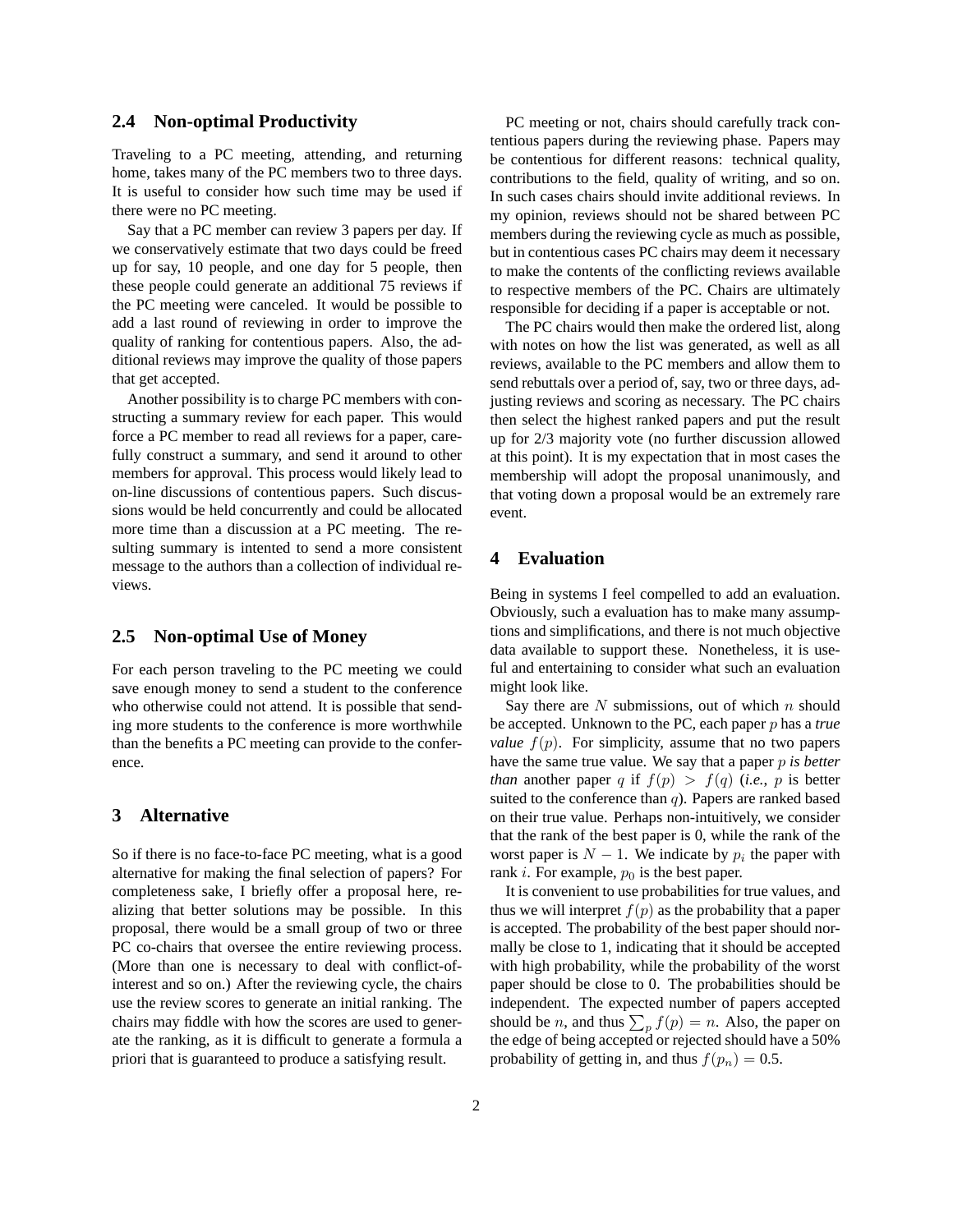## 2.4 Non-optimal Productivity

Traveling to a PC meeting, attending, and returning home, takes many of the PC members two to three days. It is useful to consider how such time may be used if there were no PC meeting.

Say that a PC member can review 3 papers per day. If we conservatively estimate that two days could be freed up for say, 10 people, and one day for 5 people, then these people could generate an additional 75 reviews if the PC meeting were canceled. It would be possible to add a last round of reviewing in order to improve the quality of ranking for contentious papers. Also, the additional reviews may improve the quality of those papers that get accepted.

Another possibility is to charge PC members with constructing a summary review for each paper. This would force a PC member to read all reviews for a paper, carefully construct a summary, and send it around to other members for approval. This process would likely lead to on-line discussions of contentious papers. Such discussions would be held concurrently and could be allocated more time than a discussion at a PC meeting. The resulting summary is intented to send a more consistent message to the authors than a collection of individual reviews.

## 2.5 Non-optimal Use of Money

For each person traveling to the PC meeting we could save enough money to send a student to the conference who otherwise could not attend. It is possible that sending more students to the conference is more worthwhile than the benefits a PC meeting can provide to the conference.

# 3 Alternative

So if there is no face-to-face PC meeting, what is a good alternative for making the final selection of papers? For completeness sake, I briefly offer a proposal here, realizing that better solutions may be possible. In this proposal, there would be a small group of two or three PC co-chairs that oversee the entire reviewing process. (More than one is necessary to deal with conflict-of-interest and so on.) After the reviewing cycle, the chairs use the review scores to generate an initial ranking. The chairs may fiddle with how the scores are used to generate the ranking, as it is difficult to generate a formula a priori that is guaranteed to produce a satisfying result.

PC meeting or not, chairs should carefully track contentious papers during the reviewing phase. Papers may be contentious for different reasons: technical quality, contributions to the field, quality of writing, and so on. In such cases chairs should invite additional reviews. In my opinion, reviews should not be shared between PC members during the reviewing cycle as much as possible, but in contentious cases PC chairs may deem it necessary to make the contents of the conflicting reviews available to respective members of the PC. Chairs are ultimately responsible for deciding if a paper is acceptable or not.

The PC chairs would then make the ordered list, along with notes on how the list was generated, as well as all reviews, available to the PC members and allow them to send rebuttals over a period of, say, two or three days, adjusting reviews and scoring as necessary. The PC chairs then select the highest ranked papers and put the result up for 2/3 majority vote (no further discussion allowed at this point). It is my expectation that in most cases the membership will adopt the proposal unanimously, and that voting down a proposal would be an extremely rare event.

# 4 Evaluation

Being in systems I feel compelled to add an evaluation. Obviously, such a evaluation has to make many assumptions and simplifications, and there is not much objective data available to support these. Nonetheless, it is useful and entertaining to consider what such an evaluation might look like.

Say there are $N$ submissions, out of which $n$ should be accepted. Unknown to the PC, each paper $p$ has a *true value* $f(p)$. For simplicity, assume that no two papers have the same true value. We say that a paper $p$ *is better than* another paper $q$ if $f(p) > f(q)$ (*i.e.,* $p$ is better suited to the conference than $q$). Papers are ranked based on their true value. Perhaps non-intuitively, we consider that the rank of the best paper is 0, while the rank of the worst paper is $N - 1$. We indicate by $p_i$ the paper with rank $i$. For example, $p_0$ is the best paper.

It is convenient to use probabilities for true values, and thus we will interpret $f(p)$ as the probability that a paper is accepted. The probability of the best paper should normally be close to 1, indicating that it should be accepted with high probability, while the probability of the worst paper should be close to 0. The probabilities should be independent. The expected number of papers accepted should be $n$, and thus $\sum_p f(p) = n$. Also, the paper on the edge of being accepted or rejected should have a 50% probability of getting in, and thus $f(p_n) = 0.5$.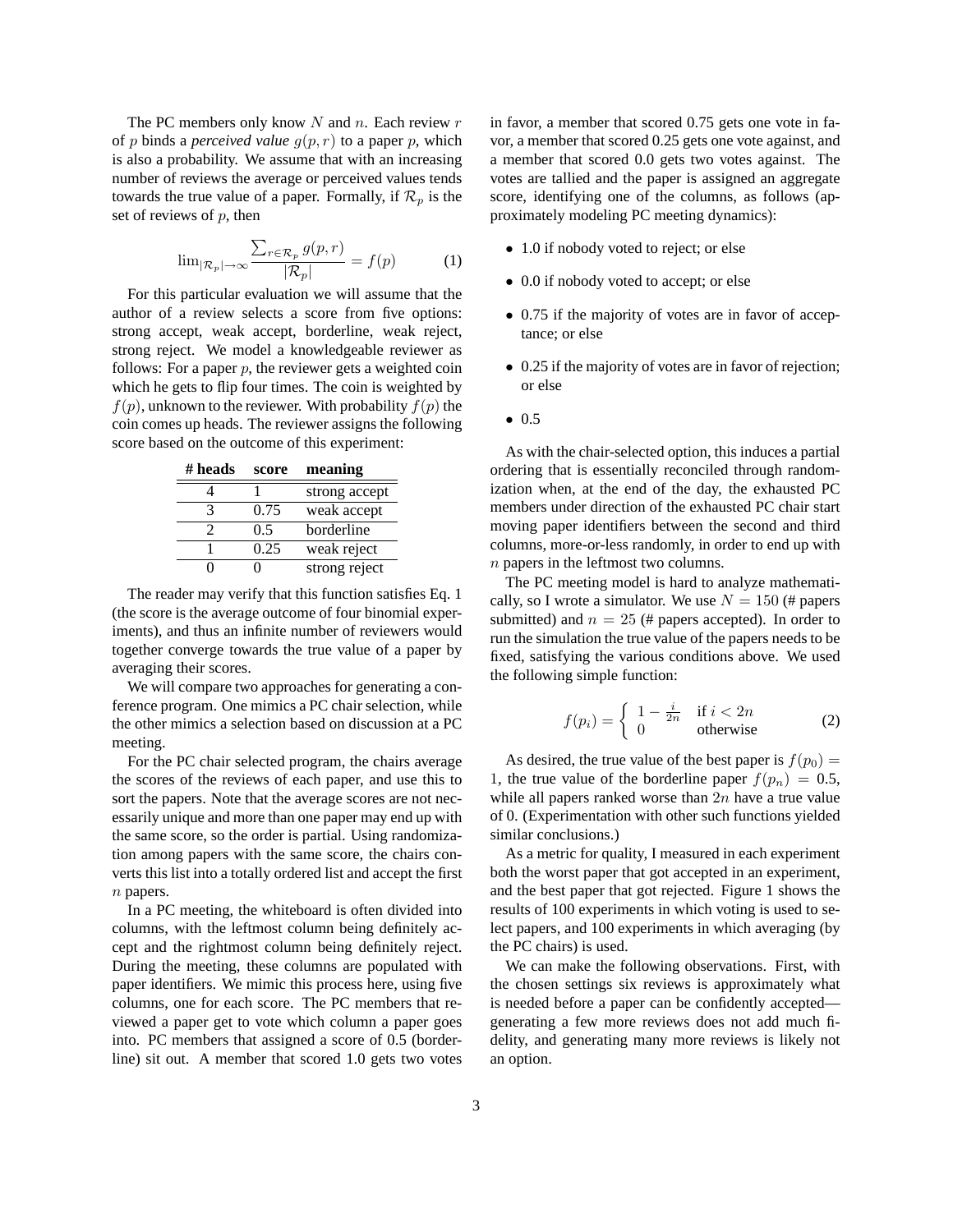The PC members only know $N$ and $n$. Each review $r$ of $p$ binds a *perceived value* $g(p, r)$ to a paper $p$, which is also a probability. We assume that with an increasing number of reviews the average or perceived values tends towards the true value of a paper. Formally, if $\mathcal{R}_p$ is the set of reviews of $p$, then

$$\lim_{|\mathcal{R}_p| \to \infty} \frac{\sum_{r \in \mathcal{R}_p} g(p, r)}{|\mathcal{R}_p|} = f(p) \qquad (1)$$

For this particular evaluation we will assume that the author of a review selects a score from five options: strong accept, weak accept, borderline, weak reject, strong reject. We model a knowledgeable reviewer as follows: For a paper $p$, the reviewer gets a weighted coin which he gets to flip four times. The coin is weighted by $f(p)$, unknown to the reviewer. With probability $f(p)$ the coin comes up heads. The reviewer assigns the following score based on the outcome of this experiment:

| # heads | score | meaning |
|---|---|---|
| 4 | 1 | strong accept |
| 3 | 0.75 | weak accept |
| 2 | 0.5 | borderline |
| 1 | 0.25 | weak reject |
| 0 | 0 | strong reject |

The reader may verify that this function satisfies Eq. 1 (the score is the average outcome of four binomial experiments), and thus an infinite number of reviewers would together converge towards the true value of a paper by averaging their scores.

We will compare two approaches for generating a conference program. One mimics a PC chair selection, while the other mimics a selection based on discussion at a PC meeting.

For the PC chair selected program, the chairs average the scores of the reviews of each paper, and use this to sort the papers. Note that the average scores are not necessarily unique and more than one paper may end up with the same score, so the order is partial. Using randomization among papers with the same score, the chairs converts this list into a totally ordered list and accept the first $n$ papers.

In a PC meeting, the whiteboard is often divided into columns, with the leftmost column being definitely accept and the rightmost column being definitely reject. During the meeting, these columns are populated with paper identifiers. We mimic this process here, using five columns, one for each score. The PC members that reviewed a paper get to vote which column a paper goes into. PC members that assigned a score of 0.5 (borderline) sit out. A member that scored 1.0 gets two votes in favor, a member that scored 0.75 gets one vote in favor, a member that scored 0.25 gets one vote against, and a member that scored 0.0 gets two votes against. The votes are tallied and the paper is assigned an aggregate score, identifying one of the columns, as follows (approximately modeling PC meeting dynamics):

- 1.0 if nobody voted to reject; or else
- 0.0 if nobody voted to accept; or else
- 0.75 if the majority of votes are in favor of acceptance; or else
- 0.25 if the majority of votes are in favor of rejection; or else
- 0.5

As with the chair-selected option, this induces a partial ordering that is essentially reconciled through randomization when, at the end of the day, the exhausted PC members under direction of the exhausted PC chair start moving paper identifiers between the second and third columns, more-or-less randomly, in order to end up with $n$ papers in the leftmost two columns.

The PC meeting model is hard to analyze mathematically, so I wrote a simulator. We use $N = 150$ (# papers submitted) and $n = 25$ (# papers accepted). In order to run the simulation the true value of the papers needs to be fixed, satisfying the various conditions above. We used the following simple function:

$$f(p_i) = \begin{cases} 1 - \frac{i}{2n} & \text{if } i < 2n \\ 0 & \text{otherwise} \end{cases} \qquad (2)$$

As desired, the true value of the best paper is $f(p_0) = 1$, the true value of the borderline paper $f(p_n) = 0.5$, while all papers ranked worse than $2n$ have a true value of 0. (Experimentation with other such functions yielded similar conclusions.)

As a metric for quality, I measured in each experiment both the worst paper that got accepted in an experiment, and the best paper that got rejected. Figure 1 shows the results of 100 experiments in which voting is used to select papers, and 100 experiments in which averaging (by the PC chairs) is used.

We can make the following observations. First, with the chosen settings six reviews is approximately what is needed before a paper can be confidently accepted—generating a few more reviews does not add much fidelity, and generating many more reviews is likely not an option.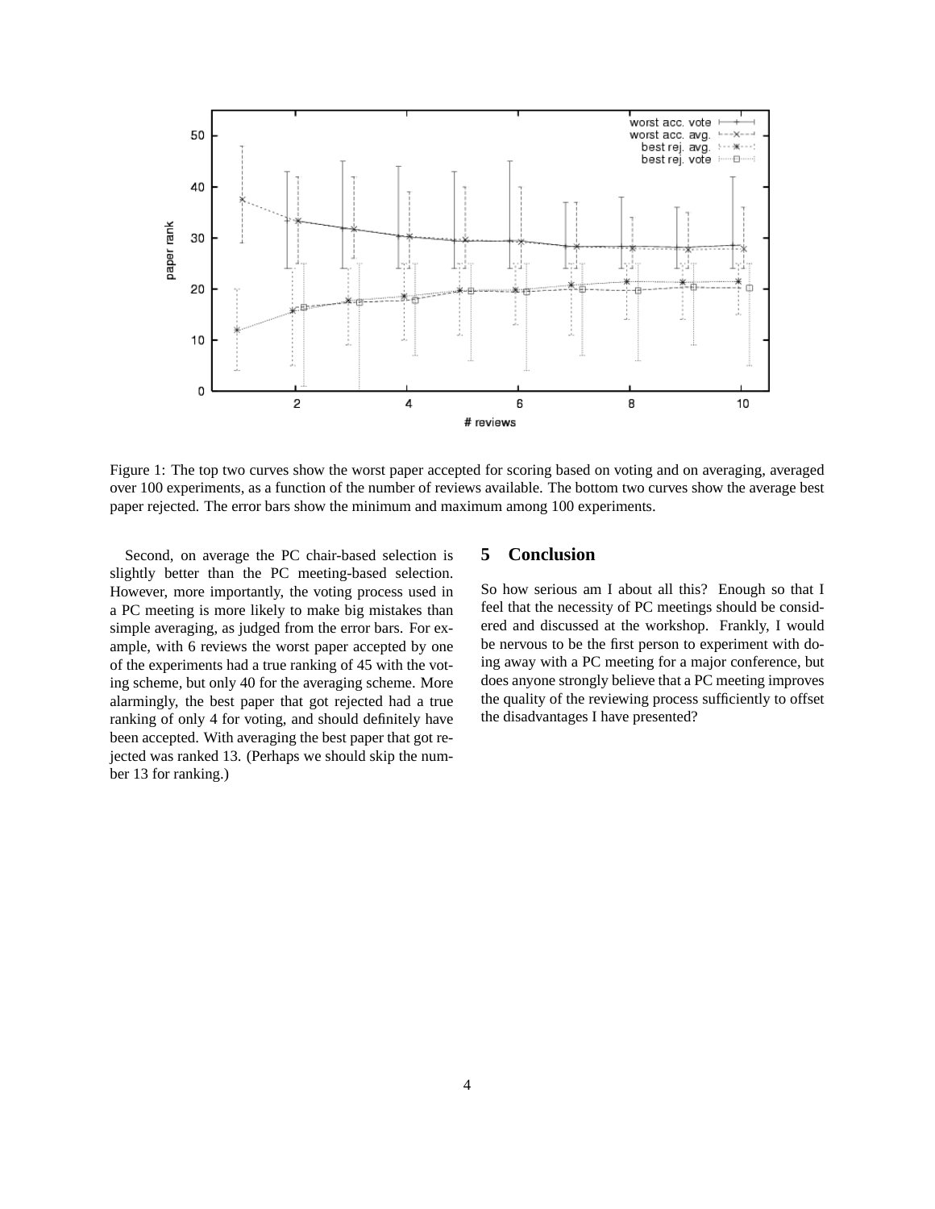paper rank

50
40
30
20
10
0

2
4
6
8
10

# reviews

worst acc. vote
worst acc. avg.
best rej. avg.
best rej. vote

Figure 1: The top two curves show the worst paper accepted for scoring based on voting and on averaging, averaged over 100 experiments, as a function of the number of reviews available. The bottom two curves show the average best paper rejected. The error bars show the minimum and maximum among 100 experiments.

Second, on average the PC chair-based selection is slightly better than the PC meeting-based selection. However, more importantly, the voting process used in a PC meeting is more likely to make big mistakes than simple averaging, as judged from the error bars. For example, with 6 reviews the worst paper accepted by one of the experiments had a true ranking of 45 with the voting scheme, but only 40 for the averaging scheme. More alarmingly, the best paper that got rejected had a true ranking of only 4 for voting, and should definitely have been accepted. With averaging the best paper that got rejected was ranked 13. (Perhaps we should skip the number 13 for ranking.)

## 5 Conclusion

So how serious am I about all this? Enough so that I feel that the necessity of PC meetings should be considered and discussed at the workshop. Frankly, I would be nervous to be the first person to experiment with doing away with a PC meeting for a major conference, but does anyone strongly believe that a PC meeting improves the quality of the reviewing process sufficiently to offset the disadvantages I have presented?